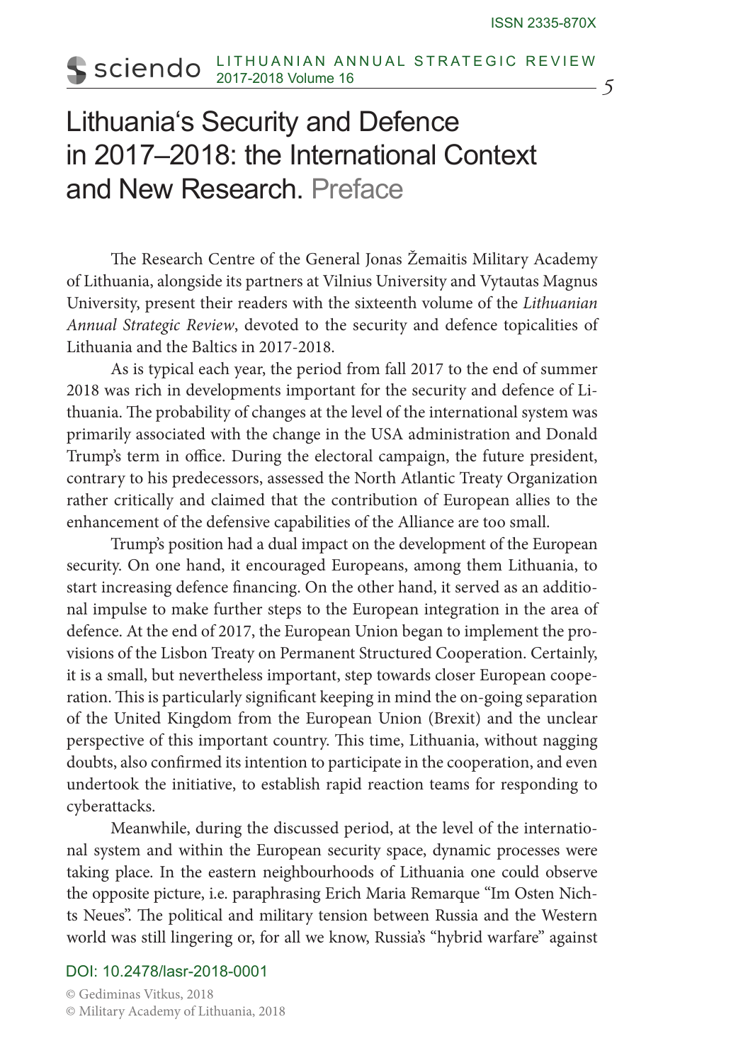# Lithuania's Security and Defence in 2017–2018: the International Context and New Research. Preface

The Research Centre of the General Jonas Žemaitis Military Academy of Lithuania, alongside its partners at Vilnius University and Vytautas Magnus University, present their readers with the sixteenth volume of the *Lithuanian Annual Strategic Review*, devoted to the security and defence topicalities of Lithuania and the Baltics in 2017-2018.

As is typical each year, the period from fall 2017 to the end of summer 2018 was rich in developments important for the security and defence of Lithuania. The probability of changes at the level of the international system was primarily associated with the change in the USA administration and Donald Trump's term in office. During the electoral campaign, the future president, contrary to his predecessors, assessed the North Atlantic Treaty Organization rather critically and claimed that the contribution of European allies to the enhancement of the defensive capabilities of the Alliance are too small.

Trump's position had a dual impact on the development of the European security. On one hand, it encouraged Europeans, among them Lithuania, to start increasing defence financing. On the other hand, it served as an additional impulse to make further steps to the European integration in the area of defence. At the end of 2017, the European Union began to implement the provisions of the Lisbon Treaty on Permanent Structured Cooperation. Certainly, it is a small, but nevertheless important, step towards closer European cooperation. This is particularly significant keeping in mind the on-going separation of the United Kingdom from the European Union (Brexit) and the unclear perspective of this important country. This time, Lithuania, without nagging doubts, also confirmed its intention to participate in the cooperation, and even undertook the initiative, to establish rapid reaction teams for responding to cyberattacks.

Meanwhile, during the discussed period, at the level of the international system and within the European security space, dynamic processes were taking place. In the eastern neighbourhoods of Lithuania one could observe the opposite picture, i.e. paraphrasing Erich Maria Remarque "Im Osten Nichts Neues". The political and military tension between Russia and the Western world was still lingering or, for all we know, Russia's "hybrid warfare" against

DOI: 10.2478/lasr-2018-0001

© Gediminas Vitkus, 2018
© Military Academy of Lithuania, 2018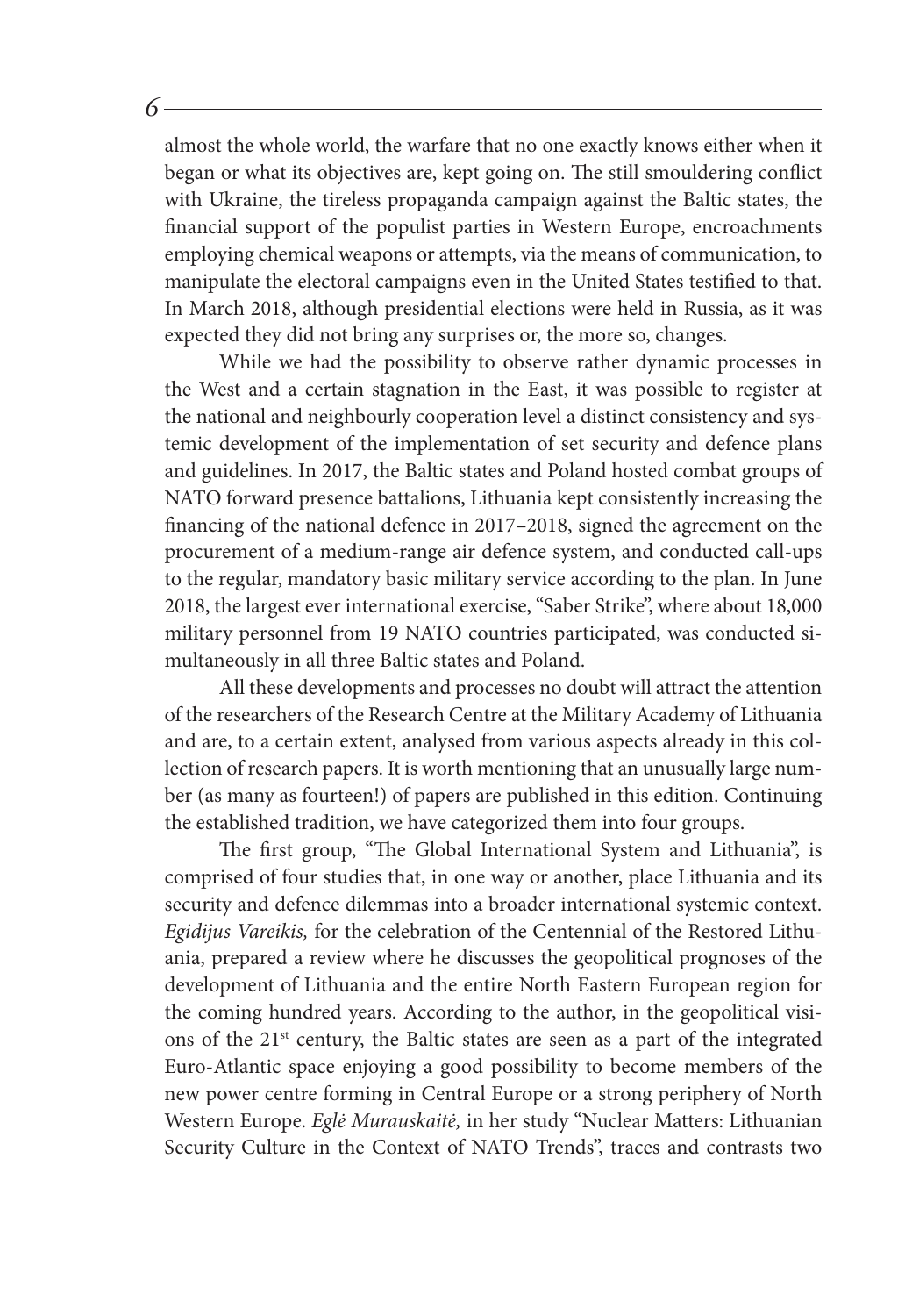almost the whole world, the warfare that no one exactly knows either when it began or what its objectives are, kept going on. The still smouldering conflict with Ukraine, the tireless propaganda campaign against the Baltic states, the financial support of the populist parties in Western Europe, encroachments employing chemical weapons or attempts, via the means of communication, to manipulate the electoral campaigns even in the United States testified to that. In March 2018, although presidential elections were held in Russia, as it was expected they did not bring any surprises or, the more so, changes.

While we had the possibility to observe rather dynamic processes in the West and a certain stagnation in the East, it was possible to register at the national and neighbourly cooperation level a distinct consistency and systemic development of the implementation of set security and defence plans and guidelines. In 2017, the Baltic states and Poland hosted combat groups of NATO forward presence battalions, Lithuania kept consistently increasing the financing of the national defence in 2017–2018, signed the agreement on the procurement of a medium-range air defence system, and conducted call-ups to the regular, mandatory basic military service according to the plan. In June 2018, the largest ever international exercise, "Saber Strike", where about 18,000 military personnel from 19 NATO countries participated, was conducted simultaneously in all three Baltic states and Poland.

All these developments and processes no doubt will attract the attention of the researchers of the Research Centre at the Military Academy of Lithuania and are, to a certain extent, analysed from various aspects already in this collection of research papers. It is worth mentioning that an unusually large number (as many as fourteen!) of papers are published in this edition. Continuing the established tradition, we have categorized them into four groups.

The first group, "The Global International System and Lithuania", is comprised of four studies that, in one way or another, place Lithuania and its security and defence dilemmas into a broader international systemic context. *Egidijus Vareikis,* for the celebration of the Centennial of the Restored Lithuania, prepared a review where he discusses the geopolitical prognoses of the development of Lithuania and the entire North Eastern European region for the coming hundred years. According to the author, in the geopolitical visions of the 21st century, the Baltic states are seen as a part of the integrated Euro-Atlantic space enjoying a good possibility to become members of the new power centre forming in Central Europe or a strong periphery of North Western Europe. *Eglė Murauskaitė,* in her study "Nuclear Matters: Lithuanian Security Culture in the Context of NATO Trends", traces and contrasts two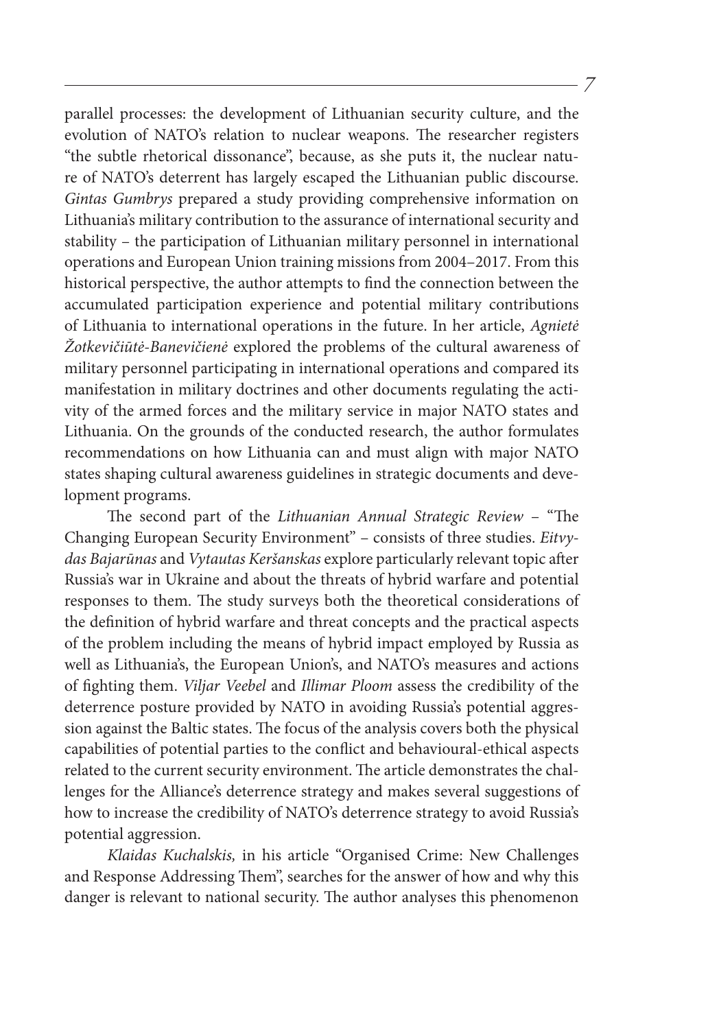parallel processes: the development of Lithuanian security culture, and the evolution of NATO's relation to nuclear weapons. The researcher registers "the subtle rhetorical dissonance", because, as she puts it, the nuclear nature of NATO's deterrent has largely escaped the Lithuanian public discourse. *Gintas Gumbrys* prepared a study providing comprehensive information on Lithuania's military contribution to the assurance of international security and stability – the participation of Lithuanian military personnel in international operations and European Union training missions from 2004–2017. From this historical perspective, the author attempts to find the connection between the accumulated participation experience and potential military contributions of Lithuania to international operations in the future. In her article, *Agnietė Žotkevičiūtė-Banevičienė* explored the problems of the cultural awareness of military personnel participating in international operations and compared its manifestation in military doctrines and other documents regulating the activity of the armed forces and the military service in major NATO states and Lithuania. On the grounds of the conducted research, the author formulates recommendations on how Lithuania can and must align with major NATO states shaping cultural awareness guidelines in strategic documents and development programs.

The second part of the *Lithuanian Annual Strategic Review* – "The Changing European Security Environment" – consists of three studies. *Eitvydas Bajarūnas* and *Vytautas Keršanskas* explore particularly relevant topic after Russia's war in Ukraine and about the threats of hybrid warfare and potential responses to them. The study surveys both the theoretical considerations of the definition of hybrid warfare and threat concepts and the practical aspects of the problem including the means of hybrid impact employed by Russia as well as Lithuania's, the European Union's, and NATO's measures and actions of fighting them. *Viljar Veebel* and *Illimar Ploom* assess the credibility of the deterrence posture provided by NATO in avoiding Russia's potential aggression against the Baltic states. The focus of the analysis covers both the physical capabilities of potential parties to the conflict and behavioural-ethical aspects related to the current security environment. The article demonstrates the challenges for the Alliance's deterrence strategy and makes several suggestions of how to increase the credibility of NATO's deterrence strategy to avoid Russia's potential aggression.

*Klaidas Kuchalskis,* in his article "Organised Crime: New Challenges and Response Addressing Them", searches for the answer of how and why this danger is relevant to national security. The author analyses this phenomenon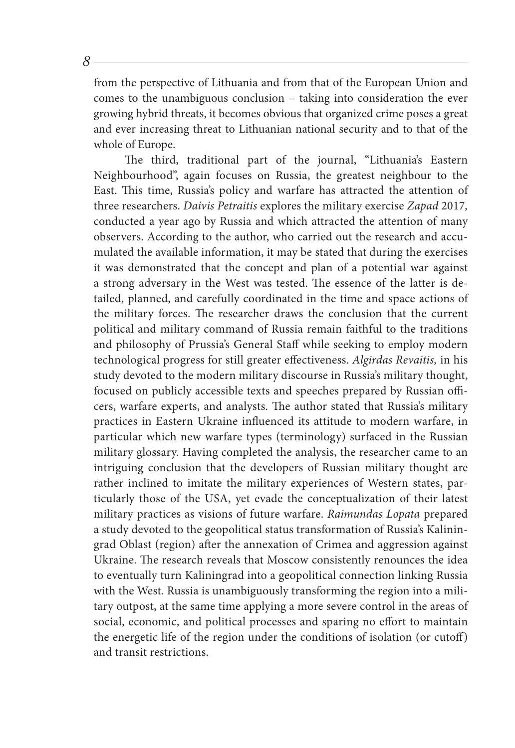from the perspective of Lithuania and from that of the European Union and comes to the unambiguous conclusion – taking into consideration the ever growing hybrid threats, it becomes obvious that organized crime poses a great and ever increasing threat to Lithuanian national security and to that of the whole of Europe.

The third, traditional part of the journal, "Lithuania's Eastern Neighbourhood", again focuses on Russia, the greatest neighbour to the East. This time, Russia's policy and warfare has attracted the attention of three researchers. *Daivis Petraitis* explores the military exercise *Zapad* 2017, conducted a year ago by Russia and which attracted the attention of many observers. According to the author, who carried out the research and accumulated the available information, it may be stated that during the exercises it was demonstrated that the concept and plan of a potential war against a strong adversary in the West was tested. The essence of the latter is detailed, planned, and carefully coordinated in the time and space actions of the military forces. The researcher draws the conclusion that the current political and military command of Russia remain faithful to the traditions and philosophy of Prussia's General Staff while seeking to employ modern technological progress for still greater effectiveness. *Algirdas Revaitis,* in his study devoted to the modern military discourse in Russia's military thought, focused on publicly accessible texts and speeches prepared by Russian officers, warfare experts, and analysts. The author stated that Russia's military practices in Eastern Ukraine influenced its attitude to modern warfare, in particular which new warfare types (terminology) surfaced in the Russian military glossary. Having completed the analysis, the researcher came to an intriguing conclusion that the developers of Russian military thought are rather inclined to imitate the military experiences of Western states, particularly those of the USA, yet evade the conceptualization of their latest military practices as visions of future warfare. *Raimundas Lopata* prepared a study devoted to the geopolitical status transformation of Russia's Kaliningrad Oblast (region) after the annexation of Crimea and aggression against Ukraine. The research reveals that Moscow consistently renounces the idea to eventually turn Kaliningrad into a geopolitical connection linking Russia with the West. Russia is unambiguously transforming the region into a military outpost, at the same time applying a more severe control in the areas of social, economic, and political processes and sparing no effort to maintain the energetic life of the region under the conditions of isolation (or cutoff) and transit restrictions.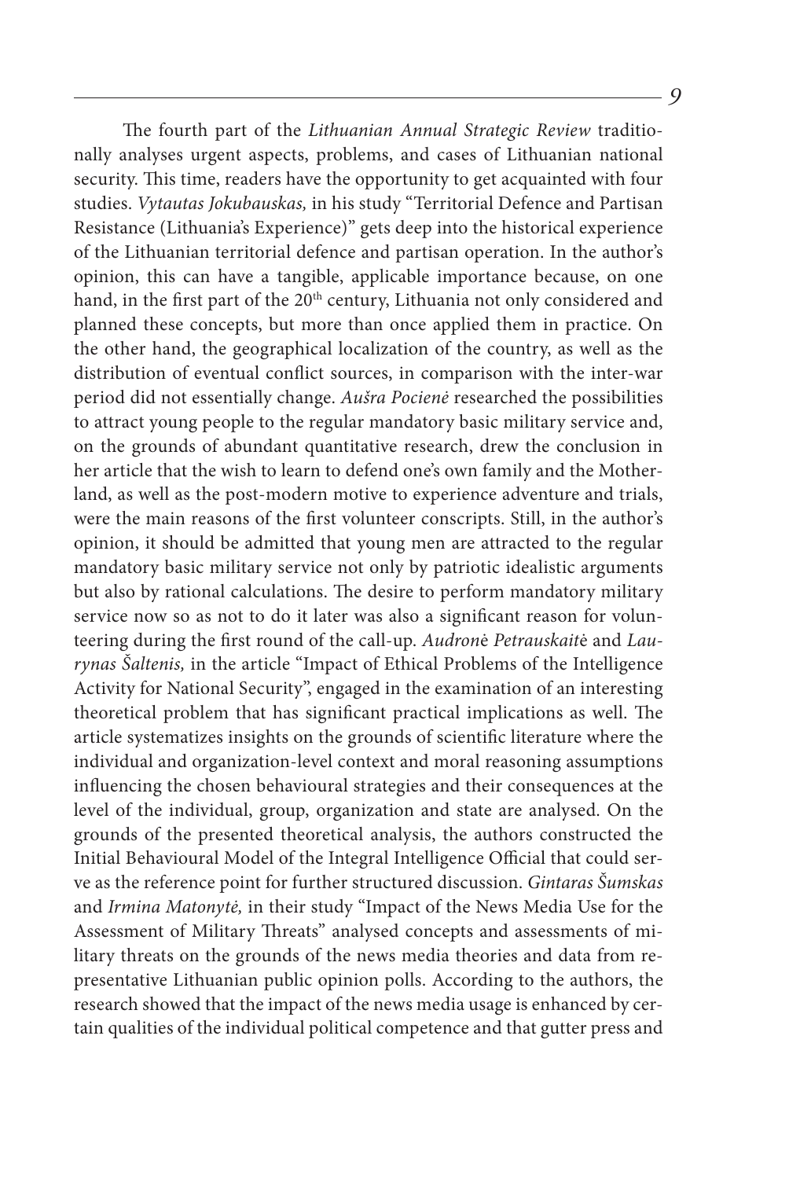The fourth part of the *Lithuanian Annual Strategic Review* traditionally analyses urgent aspects, problems, and cases of Lithuanian national security. This time, readers have the opportunity to get acquainted with four studies. *Vytautas Jokubauskas,* in his study "Territorial Defence and Partisan Resistance (Lithuania's Experience)" gets deep into the historical experience of the Lithuanian territorial defence and partisan operation. In the author's opinion, this can have a tangible, applicable importance because, on one hand, in the first part of the 20th century, Lithuania not only considered and planned these concepts, but more than once applied them in practice. On the other hand, the geographical localization of the country, as well as the distribution of eventual conflict sources, in comparison with the inter-war period did not essentially change. *Aušra Pocienė* researched the possibilities to attract young people to the regular mandatory basic military service and, on the grounds of abundant quantitative research, drew the conclusion in her article that the wish to learn to defend one's own family and the Motherland, as well as the post-modern motive to experience adventure and trials, were the main reasons of the first volunteer conscripts. Still, in the author's opinion, it should be admitted that young men are attracted to the regular mandatory basic military service not only by patriotic idealistic arguments but also by rational calculations. The desire to perform mandatory military service now so as not to do it later was also a significant reason for volunteering during the first round of the call-up. *Audronė Petrauskaitė* and *Laurynas Šaltenis,* in the article "Impact of Ethical Problems of the Intelligence Activity for National Security", engaged in the examination of an interesting theoretical problem that has significant practical implications as well. The article systematizes insights on the grounds of scientific literature where the individual and organization-level context and moral reasoning assumptions influencing the chosen behavioural strategies and their consequences at the level of the individual, group, organization and state are analysed. On the grounds of the presented theoretical analysis, the authors constructed the Initial Behavioural Model of the Integral Intelligence Official that could serve as the reference point for further structured discussion. *Gintaras Šumskas* and *Irmina Matonytė,* in their study "Impact of the News Media Use for the Assessment of Military Threats" analysed concepts and assessments of military threats on the grounds of the news media theories and data from representative Lithuanian public opinion polls. According to the authors, the research showed that the impact of the news media usage is enhanced by certain qualities of the individual political competence and that gutter press and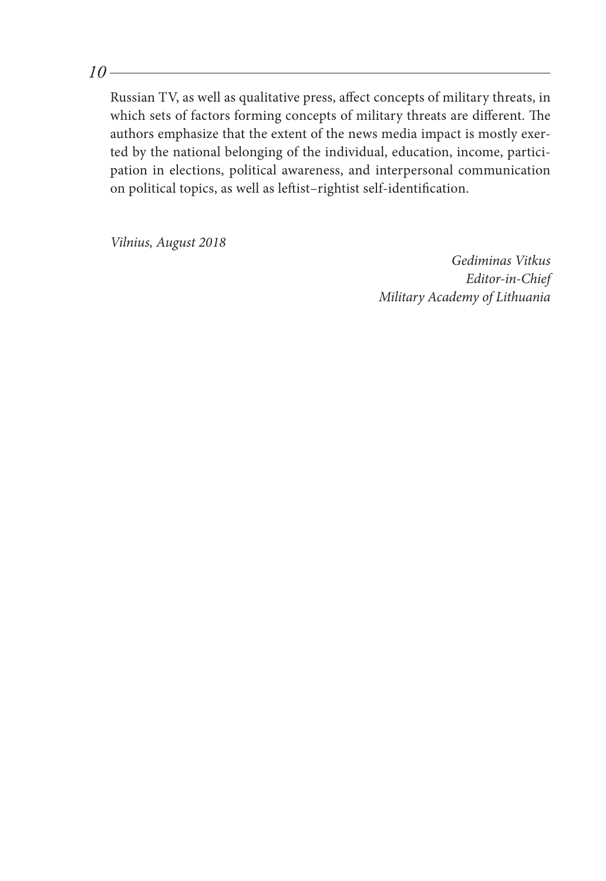Russian TV, as well as qualitative press, affect concepts of military threats, in which sets of factors forming concepts of military threats are different. The authors emphasize that the extent of the news media impact is mostly exerted by the national belonging of the individual, education, income, participation in elections, political awareness, and interpersonal communication on political topics, as well as leftist–rightist self-identification.

*Vilnius, August 2018*

*Gediminas Vitkus*
*Editor-in-Chief*
*Military Academy of Lithuania*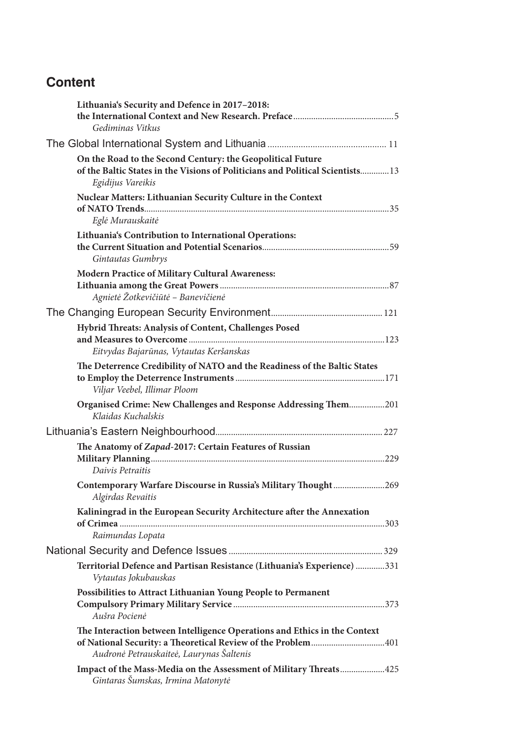# Content

**Lithuania‘s Security and Defence in 2017–2018: the International Context and New Research. Preface** ............................................ 5
*Gediminas Vitkus*

## The Global International System and Lithuania .................................................. 11

**On the Road to the Second Century: the Geopolitical Future of the Baltic States in the Visions of Politicians and Political Scientists** ............ 13
*Egidijus Vareikis*

**Nuclear Matters: Lithuanian Security Culture in the Context of NATO Trends** ............................................................................................................ 35
*Eglė Murauskaitė*

**Lithuania‘s Contribution to International Operations: the Current Situation and Potential Scenarios** ........................................................ 59
*Gintautas Gumbrys*

**Modern Practice of Military Cultural Awareness: Lithuania among the Great Powers** ........................................................................... 87
*Agnietė Žotkevičiūtė – Banevičienė*

## The Changing European Security Environment ................................................. 121

**Hybrid Threats: Analysis of Content, Challenges Posed and Measures to Overcome** ...................................................................................... 123
*Eitvydas Bajarūnas, Vytautas Keršanskas*

**The Deterrence Credibility of NATO and the Readiness of the Baltic States to Employ the Deterrence Instruments** .................................................................. 171
*Viljar Veebel, Illimar Ploom*

**Organised Crime: New Challenges and Response Addressing Them** ................ 201
*Klaidas Kuchalskis*

## Lithuania’s Eastern Neighbourhood ......................................................................... 227

**The Anatomy of *Zapad*-2017: Certain Features of Russian Military Planning** ....................................................................................................... 229
*Daivis Petraitis*

**Contemporary Warfare Discourse in Russia’s Military Thought** ....................... 269
*Algirdas Revaitis*

**Kaliningrad in the European Security Architecture after the Annexation of Crimea** ...................................................................................................................... 303
*Raimundas Lopata*

## National Security and Defence Issues ..................................................................... 329

**Territorial Defence and Partisan Resistance (Lithuania’s Experience)** ............. 331
*Vytautas Jokubauskas*

**Possibilities to Attract Lithuanian Young People to Permanent Compulsory Primary Military Service** .................................................................... 373
*Aušra Pocienė*

**The Interaction between Intelligence Operations and Ethics in the Context of National Security: a Theoretical Review of the Problem** ................................. 401
*Audronė Petrauskaiteė, Laurynas Šaltenis*

**Impact of the Mass-Media on the Assessment of Military Threats** .................... 425
*Gintaras Šumskas, Irmina Matonytė*